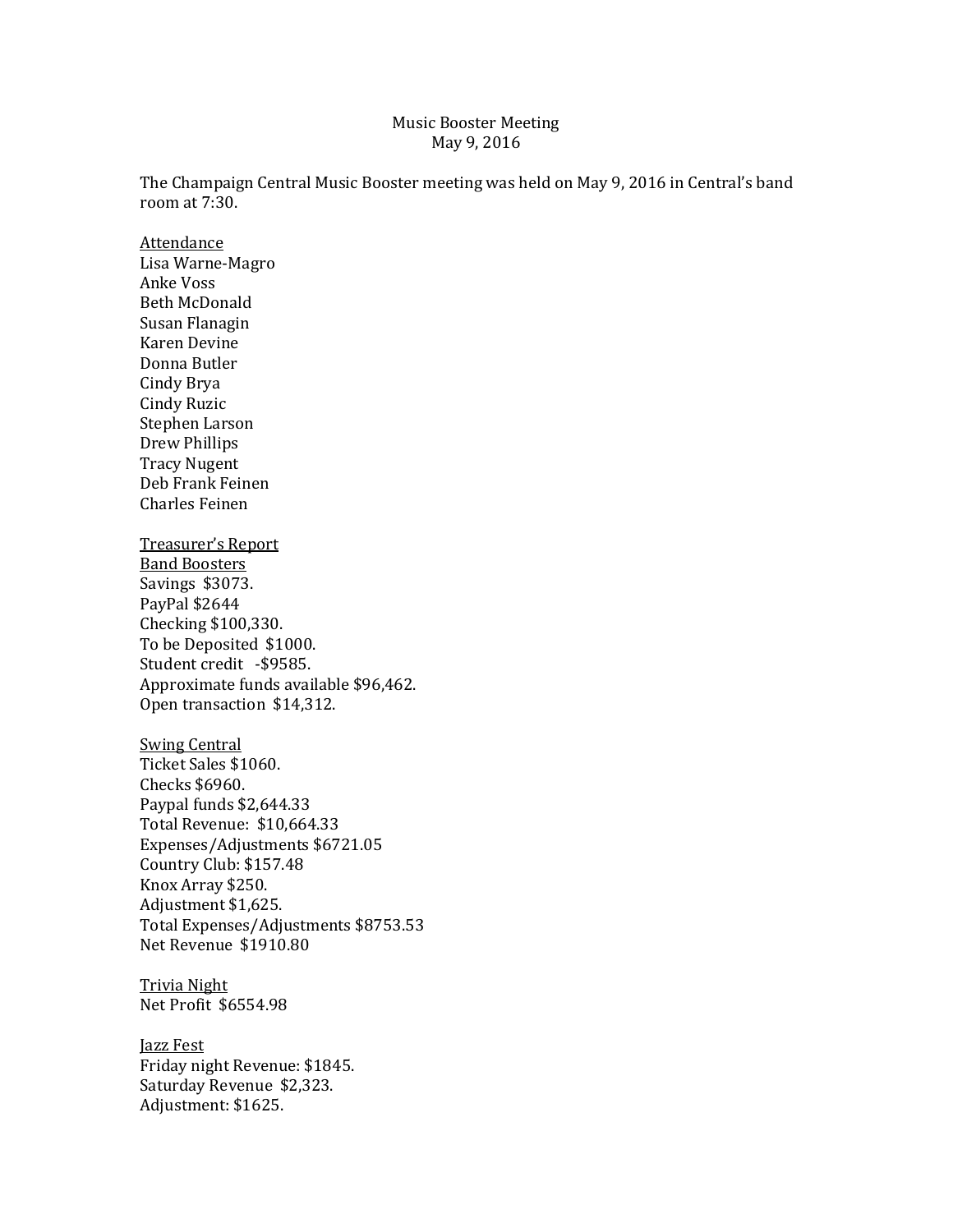# Music Booster Meeting
## May 9, 2016

The Champaign Central Music Booster meeting was held on May 9, 2016 in Central's band room at 7:30.

<u>Attendance</u>
Lisa Warne-Magro
Anke Voss
Beth McDonald
Susan Flanagin
Karen Devine
Donna Butler
Cindy Brya
Cindy Ruzic
Stephen Larson
Drew Phillips
Tracy Nugent
Deb Frank Feinen
Charles Feinen

<u>Treasurer's Report</u>
<u>Band Boosters</u>
Savings $3073.
PayPal $2644
Checking $100,330.
To be Deposited $1000.
Student credit -$9585.
Approximate funds available $96,462.
Open transaction $14,312.

<u>Swing Central</u>
Ticket Sales $1060.
Checks $6960.
Paypal funds $2,644.33
Total Revenue: $10,664.33
Expenses/Adjustments $6721.05
Country Club: $157.48
Knox Array $250.
Adjustment $1,625.
Total Expenses/Adjustments $8753.53
Net Revenue $1910.80

<u>Trivia Night</u>
Net Profit $6554.98

<u>Jazz Fest</u>
Friday night Revenue: $1845.
Saturday Revenue $2,323.
Adjustment: $1625.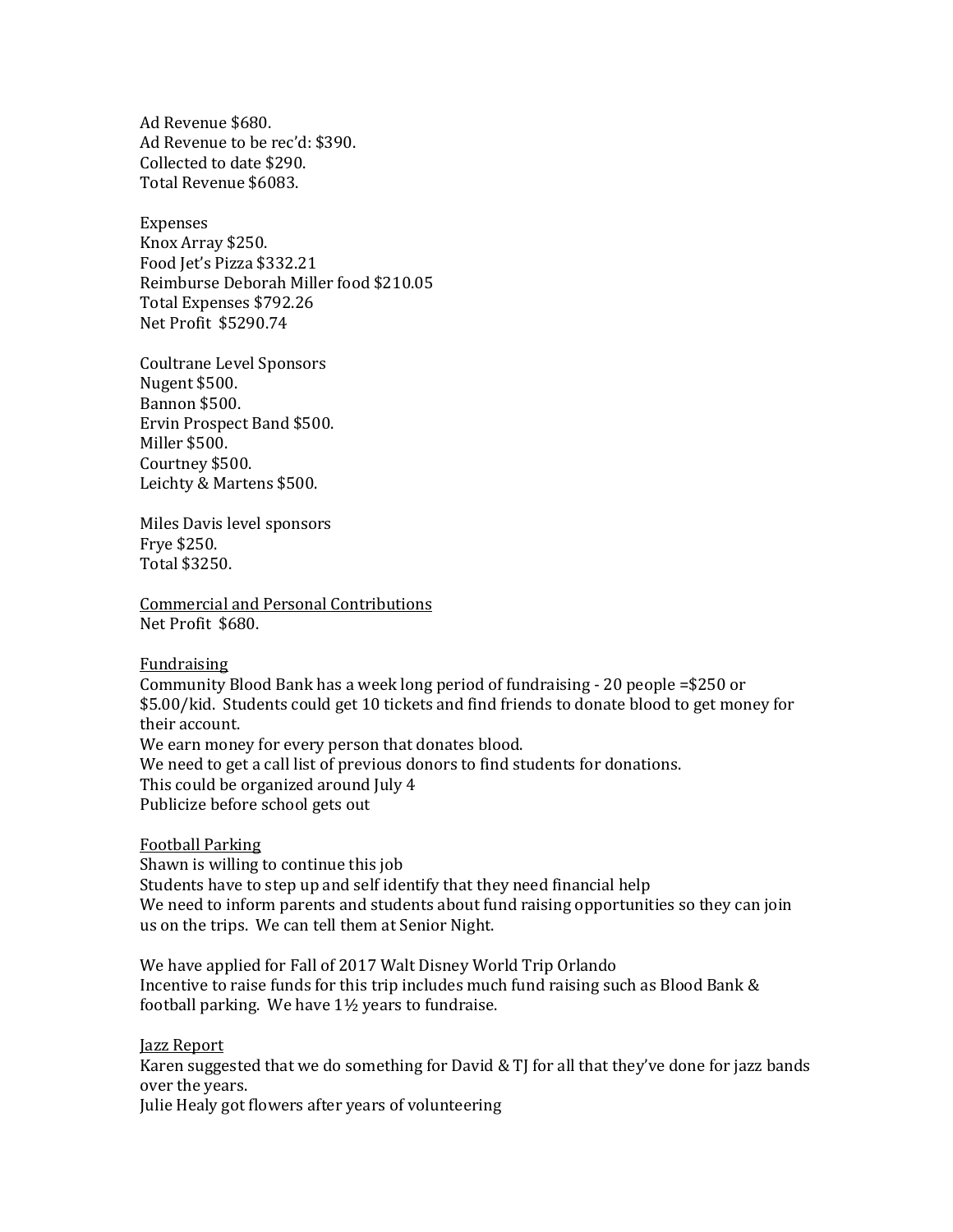Ad Revenue $680.
Ad Revenue to be rec'd: $390.
Collected to date $290.
Total Revenue $6083.

Expenses
Knox Array $250.
Food Jet's Pizza $332.21
Reimburse Deborah Miller food $210.05
Total Expenses $792.26
Net Profit $5290.74

Coultrane Level Sponsors
Nugent $500.
Bannon $500.
Ervin Prospect Band $500.
Miller $500.
Courtney $500.
Leichty & Martens $500.

Miles Davis level sponsors
Frye $250.
Total $3250.

<u>Commercial and Personal Contributions</u>
Net Profit $680.

<u>Fundraising</u>
Community Blood Bank has a week long period of fundraising - 20 people =$250 or $5.00/kid. Students could get 10 tickets and find friends to donate blood to get money for their account.
We earn money for every person that donates blood.
We need to get a call list of previous donors to find students for donations.
This could be organized around July 4
Publicize before school gets out

<u>Football Parking</u>
Shawn is willing to continue this job
Students have to step up and self identify that they need financial help
We need to inform parents and students about fund raising opportunities so they can join us on the trips. We can tell them at Senior Night.

We have applied for Fall of 2017 Walt Disney World Trip Orlando
Incentive to raise funds for this trip includes much fund raising such as Blood Bank & football parking. We have 1½ years to fundraise.

<u>Jazz Report</u>
Karen suggested that we do something for David & TJ for all that they've done for jazz bands over the years.
Julie Healy got flowers after years of volunteering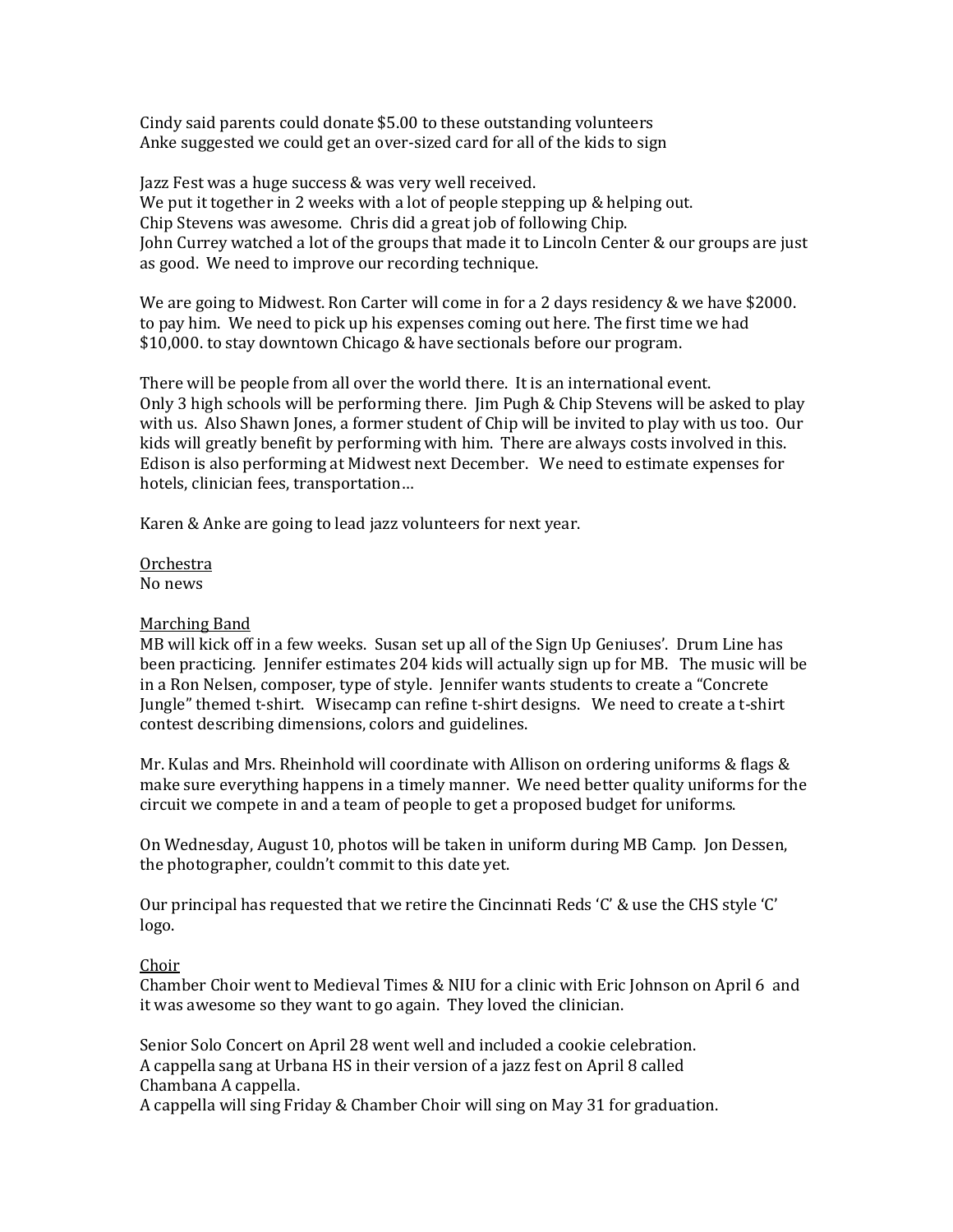Cindy said parents could donate $5.00 to these outstanding volunteers
Anke suggested we could get an over-sized card for all of the kids to sign

Jazz Fest was a huge success & was very well received.
We put it together in 2 weeks with a lot of people stepping up & helping out.
Chip Stevens was awesome. Chris did a great job of following Chip.
John Currey watched a lot of the groups that made it to Lincoln Center & our groups are just as good. We need to improve our recording technique.

We are going to Midwest. Ron Carter will come in for a 2 days residency & we have $2000. to pay him. We need to pick up his expenses coming out here. The first time we had $10,000. to stay downtown Chicago & have sectionals before our program.

There will be people from all over the world there. It is an international event.
Only 3 high schools will be performing there. Jim Pugh & Chip Stevens will be asked to play with us. Also Shawn Jones, a former student of Chip will be invited to play with us too. Our kids will greatly benefit by performing with him. There are always costs involved in this. Edison is also performing at Midwest next December. We need to estimate expenses for hotels, clinician fees, transportation…

Karen & Anke are going to lead jazz volunteers for next year.

<u>Orchestra</u>
No news

<u>Marching Band</u>
MB will kick off in a few weeks. Susan set up all of the Sign Up Geniuses'. Drum Line has been practicing. Jennifer estimates 204 kids will actually sign up for MB. The music will be in a Ron Nelsen, composer, type of style. Jennifer wants students to create a "Concrete Jungle" themed t-shirt. Wisecamp can refine t-shirt designs. We need to create a t-shirt contest describing dimensions, colors and guidelines.

Mr. Kulas and Mrs. Rheinhold will coordinate with Allison on ordering uniforms & flags & make sure everything happens in a timely manner. We need better quality uniforms for the circuit we compete in and a team of people to get a proposed budget for uniforms.

On Wednesday, August 10, photos will be taken in uniform during MB Camp. Jon Dessen, the photographer, couldn't commit to this date yet.

Our principal has requested that we retire the Cincinnati Reds 'C' & use the CHS style 'C' logo.

<u>Choir</u>
Chamber Choir went to Medieval Times & NIU for a clinic with Eric Johnson on April 6 and it was awesome so they want to go again. They loved the clinician.

Senior Solo Concert on April 28 went well and included a cookie celebration.
A cappella sang at Urbana HS in their version of a jazz fest on April 8 called Chambana A cappella.
A cappella will sing Friday & Chamber Choir will sing on May 31 for graduation.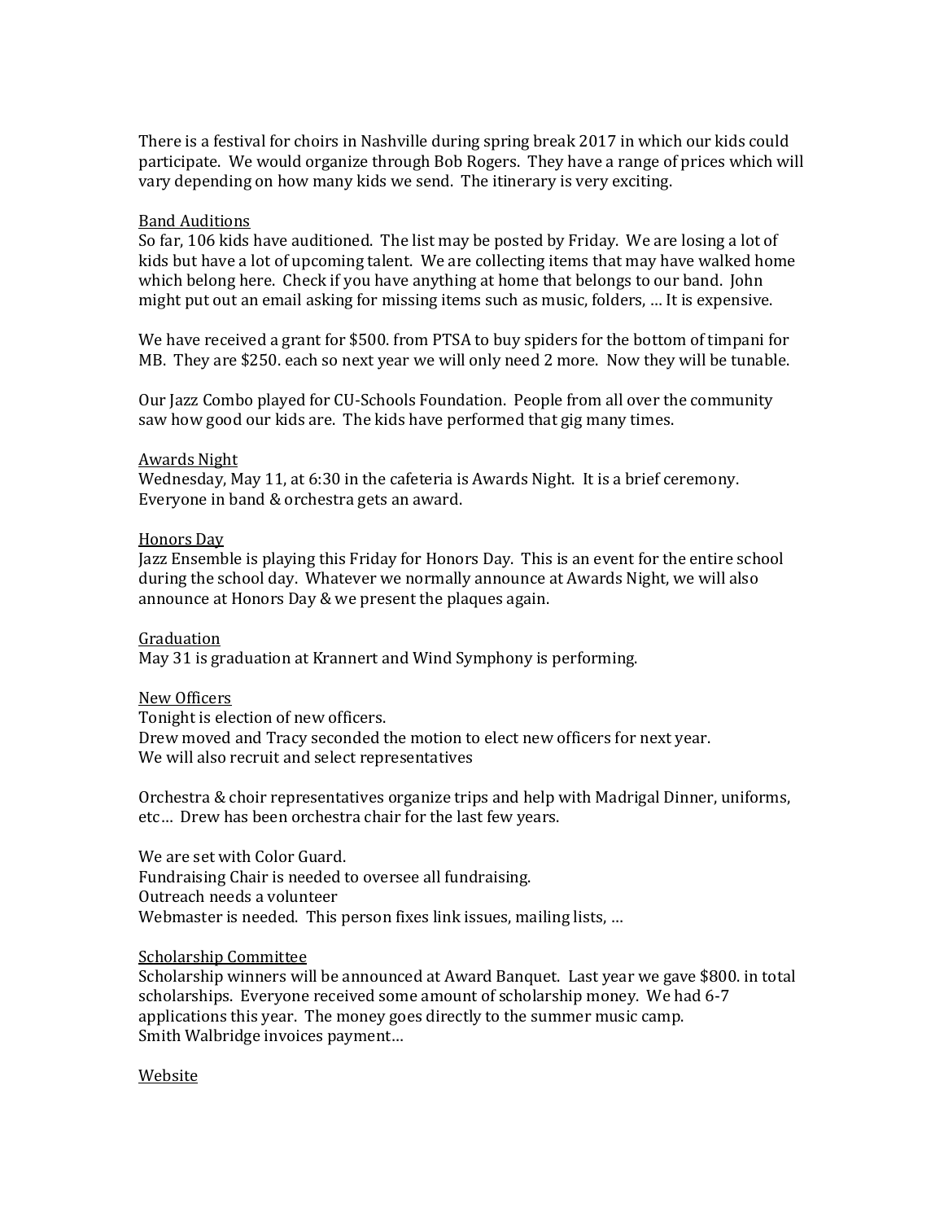There is a festival for choirs in Nashville during spring break 2017 in which our kids could participate. We would organize through Bob Rogers. They have a range of prices which will vary depending on how many kids we send. The itinerary is very exciting.

<u>Band Auditions</u>

So far, 106 kids have auditioned. The list may be posted by Friday. We are losing a lot of kids but have a lot of upcoming talent. We are collecting items that may have walked home which belong here. Check if you have anything at home that belongs to our band. John might put out an email asking for missing items such as music, folders, … It is expensive.

We have received a grant for $500. from PTSA to buy spiders for the bottom of timpani for MB. They are $250. each so next year we will only need 2 more. Now they will be tunable.

Our Jazz Combo played for CU-Schools Foundation. People from all over the community saw how good our kids are. The kids have performed that gig many times.

<u>Awards Night</u>

Wednesday, May 11, at 6:30 in the cafeteria is Awards Night. It is a brief ceremony. Everyone in band & orchestra gets an award.

<u>Honors Day</u>

Jazz Ensemble is playing this Friday for Honors Day. This is an event for the entire school during the school day. Whatever we normally announce at Awards Night, we will also announce at Honors Day & we present the plaques again.

<u>Graduation</u>

May 31 is graduation at Krannert and Wind Symphony is performing.

<u>New Officers</u>

Tonight is election of new officers.
Drew moved and Tracy seconded the motion to elect new officers for next year.
We will also recruit and select representatives

Orchestra & choir representatives organize trips and help with Madrigal Dinner, uniforms, etc… Drew has been orchestra chair for the last few years.

We are set with Color Guard.
Fundraising Chair is needed to oversee all fundraising.
Outreach needs a volunteer
Webmaster is needed. This person fixes link issues, mailing lists, …

<u>Scholarship Committee</u>

Scholarship winners will be announced at Award Banquet. Last year we gave $800. in total scholarships. Everyone received some amount of scholarship money. We had 6-7 applications this year. The money goes directly to the summer music camp.
Smith Walbridge invoices payment…

<u>Website</u>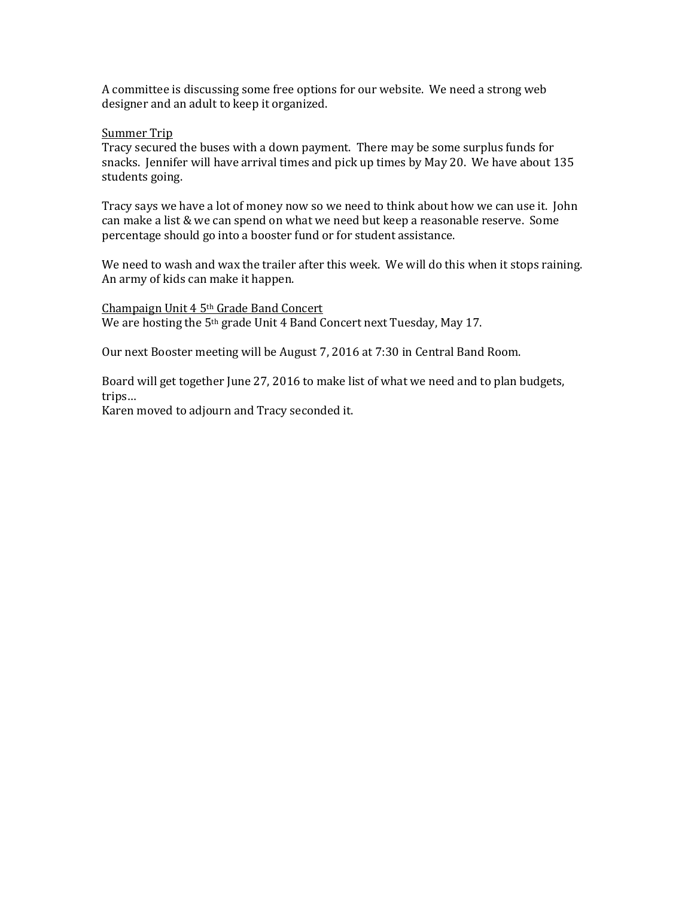A committee is discussing some free options for our website. We need a strong web designer and an adult to keep it organized.

<u>Summer Trip</u>

Tracy secured the buses with a down payment. There may be some surplus funds for snacks. Jennifer will have arrival times and pick up times by May 20. We have about 135 students going.

Tracy says we have a lot of money now so we need to think about how we can use it. John can make a list & we can spend on what we need but keep a reasonable reserve. Some percentage should go into a booster fund or for student assistance.

We need to wash and wax the trailer after this week. We will do this when it stops raining. An army of kids can make it happen.

<u>Champaign Unit 4 5th Grade Band Concert</u>

We are hosting the 5th grade Unit 4 Band Concert next Tuesday, May 17.

Our next Booster meeting will be August 7, 2016 at 7:30 in Central Band Room.

Board will get together June 27, 2016 to make list of what we need and to plan budgets, trips…

Karen moved to adjourn and Tracy seconded it.